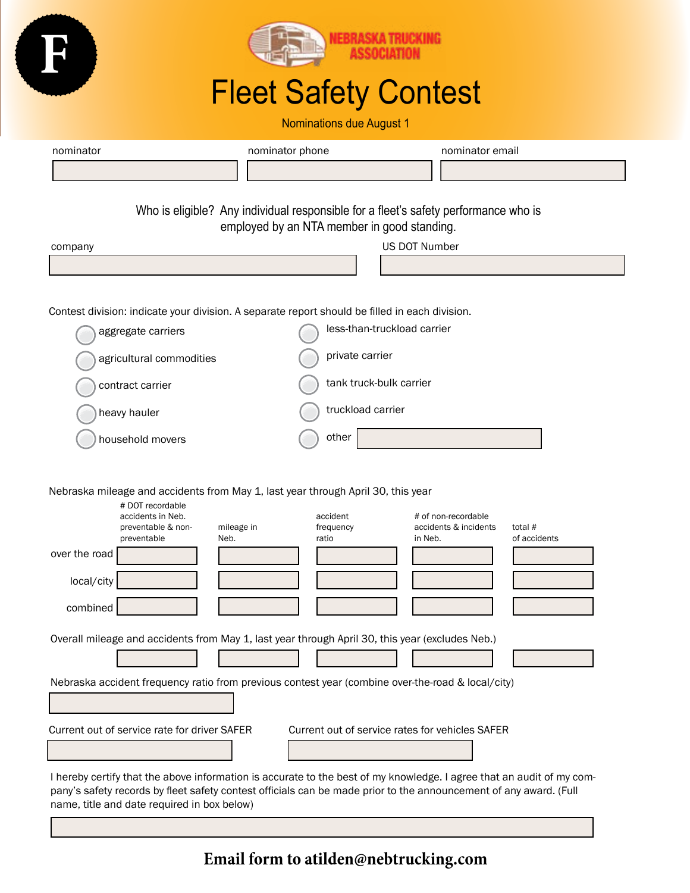F

NEBRASKA TRUCKING ASSOCIATION

# Fleet Safety Contest

Nominations due August 1

nominator | nominator phone | nominator email

Who is eligible? Any individual responsible for a fleet's safety performance who is employed by an NTA member in good standing.

company | US DOT Number

Contest division: indicate your division. A separate report should be filled in each division.

- aggregate carriers
- agricultural commodities
- contract carrier
- heavy hauler
- household movers
- less-than-truckload carrier
- private carrier
- tank truck-bulk carrier
- truckload carrier
- other

Nebraska mileage and accidents from May 1, last year through April 30, this year

| | # DOT recordable accidents in Neb. preventable & non-preventable | mileage in Neb. | accident frequency ratio | # of non-recordable accidents & incidents in Neb. | total # of accidents |
|---|---|---|---|---|---|
| over the road | | | | | |
| local/city | | | | | |
| combined | | | | | |

Overall mileage and accidents from May 1, last year through April 30, this year (excludes Neb.)

| | | | | |
|---|---|---|---|---|
| | | | | |

Nebraska accident frequency ratio from previous contest year (combine over-the-road & local/city)

Current out of service rate for driver SAFER

Current out of service rates for vehicles SAFER

I hereby certify that the above information is accurate to the best of my knowledge. I agree that an audit of my company's safety records by fleet safety contest officials can be made prior to the announcement of any award. (Full name, title and date required in box below)

**Email form to atilden@nebtrucking.com**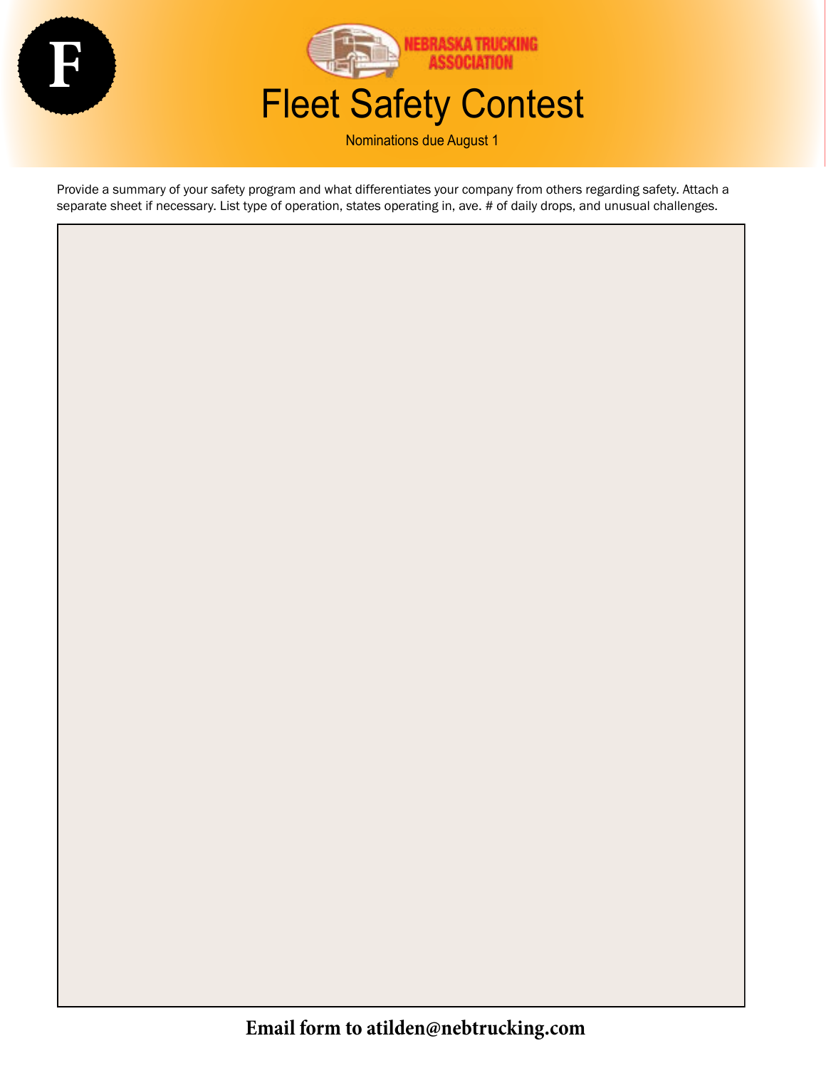F

NEBRASKA TRUCKING ASSOCIATION

# Fleet Safety Contest

Nominations due August 1

Provide a summary of your safety program and what differentiates your company from others regarding safety. Attach a separate sheet if necessary. List type of operation, states operating in, ave. # of daily drops, and unusual challenges.

**Email form to atilden@nebtrucking.com**